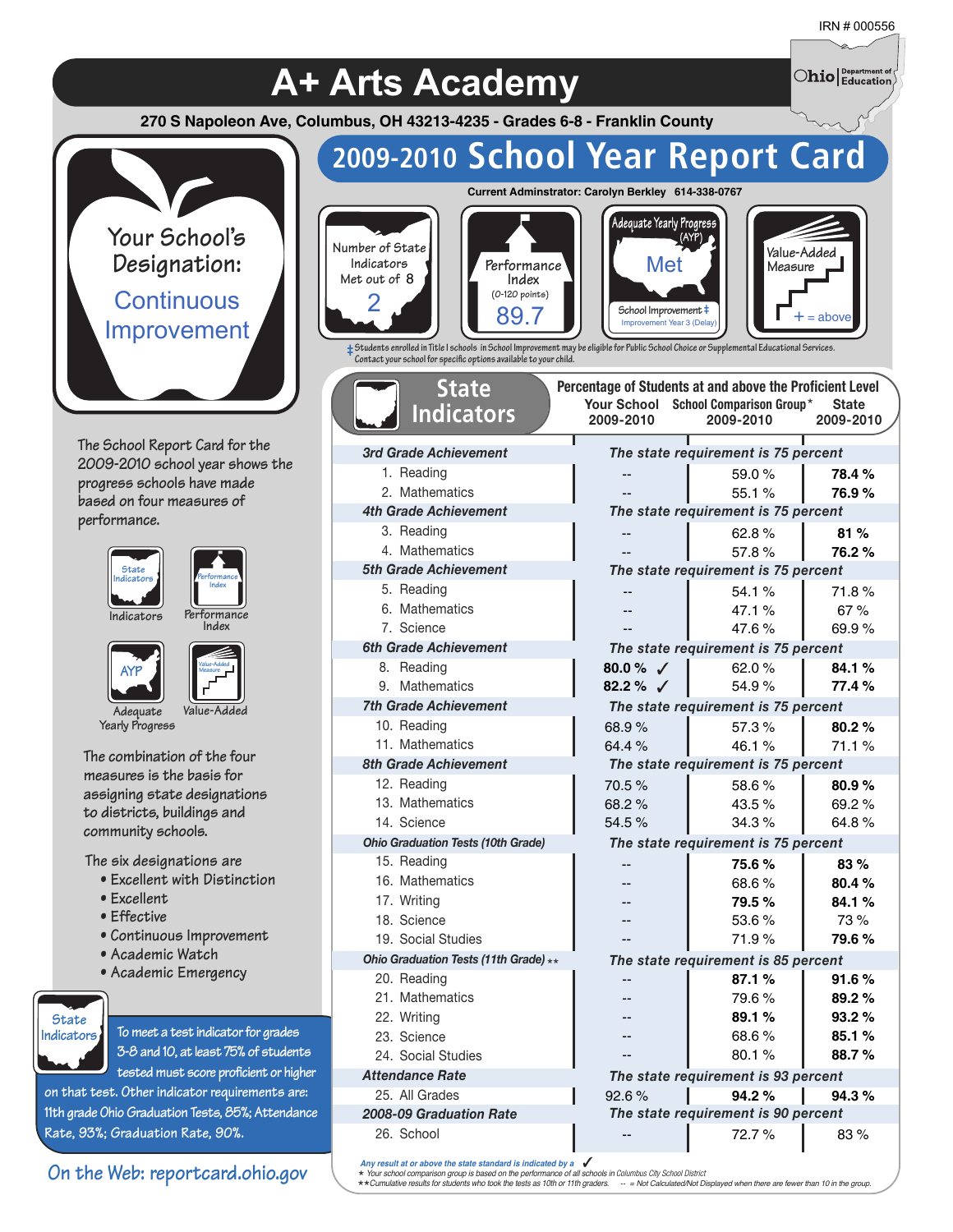IRN # 000556

# A+ Arts Academy

**270 S Napoleon Ave, Columbus, OH 43213-4235 - Grades 6-8 - Franklin County**

## 2009-2010 School Year Report Card

**Current Adminstrator: Carolyn Berkley 614-338-0767**

Your School's Designation: Continuous Improvement

| Number of State Indicators Met out of 8 | Performance Index (0-120 points) | Adequate Yearly Progress (AYP) | Value-Added Measure |
|---|---|---|---|
| 2 | 89.7 | Met<br>School Improvement ‡<br>Improvement Year 3 (Delay) | + = above |

‡ Students enrolled in Title I schools in School Improvement may be eligible for Public School Choice or Supplemental Educational Services. Contact your school for specific options available to your child.

The School Report Card for the 2009-2010 school year shows the progress schools have made based on four measures of performance.

- Indicators
- Performance Index
- Adequate Yearly Progress
- Value-Added

The combination of the four measures is the basis for assigning state designations to districts, buildings and community schools.

The six designations are

- Excellent with Distinction
- Excellent
- Effective
- Continuous Improvement
- Academic Watch
- Academic Emergency

**State Indicators:** To meet a test indicator for grades 3-8 and 10, at least 75% of students tested must score proficient or higher on that test. Other indicator requirements are: 11th grade Ohio Graduation Tests, 85%; Attendance Rate, 93%; Graduation Rate, 90%.

### State Indicators

Percentage of Students at and above the Proficient Level

| | Your School 2009-2010 | School Comparison Group* 2009-2010 | State 2009-2010 |
|---|---|---|---|
| ***3rd Grade Achievement*** | *The state requirement is 75 percent* | | |
| 1. Reading | -- | 59.0 % | **78.4 %** |
| 2. Mathematics | -- | 55.1 % | **76.9 %** |
| ***4th Grade Achievement*** | *The state requirement is 75 percent* | | |
| 3. Reading | -- | 62.8 % | **81 %** |
| 4. Mathematics | -- | 57.8 % | **76.2 %** |
| ***5th Grade Achievement*** | *The state requirement is 75 percent* | | |
| 5. Reading | -- | 54.1 % | 71.8 % |
| 6. Mathematics | -- | 47.1 % | 67 % |
| 7. Science | -- | 47.6 % | 69.9 % |
| ***6th Grade Achievement*** | *The state requirement is 75 percent* | | |
| 8. Reading | **80.0 %** ✓ | 62.0 % | **84.1 %** |
| 9. Mathematics | **82.2 %** ✓ | 54.9 % | **77.4 %** |
| ***7th Grade Achievement*** | *The state requirement is 75 percent* | | |
| 10. Reading | 68.9 % | 57.3 % | **80.2 %** |
| 11. Mathematics | 64.4 % | 46.1 % | 71.1 % |
| ***8th Grade Achievement*** | *The state requirement is 75 percent* | | |
| 12. Reading | 70.5 % | 58.6 % | **80.9 %** |
| 13. Mathematics | 68.2 % | 43.5 % | 69.2 % |
| 14. Science | 54.5 % | 34.3 % | 64.8 % |
| ***Ohio Graduation Tests (10th Grade)*** | *The state requirement is 75 percent* | | |
| 15. Reading | -- | **75.6 %** | **83 %** |
| 16. Mathematics | -- | 68.6 % | **80.4 %** |
| 17. Writing | -- | **79.5 %** | **84.1 %** |
| 18. Science | -- | 53.6 % | 73 % |
| 19. Social Studies | -- | 71.9 % | **79.6 %** |
| ***Ohio Graduation Tests (11th Grade)\*\**** | *The state requirement is 85 percent* | | |
| 20. Reading | -- | **87.1 %** | **91.6 %** |
| 21. Mathematics | -- | 79.6 % | **89.2 %** |
| 22. Writing | -- | **89.1 %** | **93.2 %** |
| 23. Science | -- | 68.6 % | **85.1 %** |
| 24. Social Studies | -- | 80.1 % | **88.7 %** |
| ***Attendance Rate*** | *The state requirement is 93 percent* | | |
| 25. All Grades | 92.6 % | **94.2 %** | **94.3 %** |
| ***2008-09 Graduation Rate*** | *The state requirement is 90 percent* | | |
| 26. School | -- | 72.7 % | 83 % |

*Any result at or above the state standard is indicated by a* ✓

\* Your school comparison group is based on the performance of all schools in Columbus City School District

\*\* Cumulative results for students who took the tests as 10th or 11th graders. -- = Not Calculated/Not Displayed when there are fewer than 10 in the group.

On the Web: reportcard.ohio.gov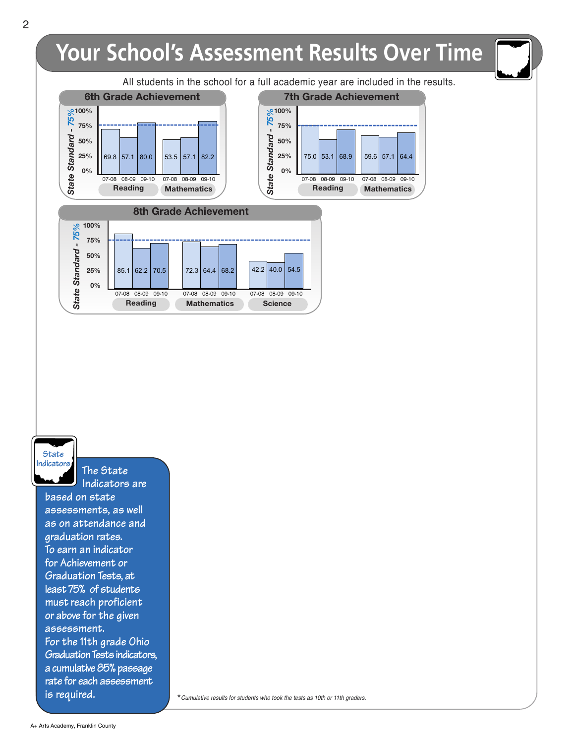# Your School's Assessment Results Over Time

All students in the school for a full academic year are included in the results.

## 6th Grade Achievement

State Standard - 75%

| | 07-08 | 08-09 | 09-10 |
|---|---|---|---|
| Reading | 69.8 | 57.1 | 80.0 |
| Mathematics | 53.5 | 57.1 | 82.2 |

## 7th Grade Achievement

State Standard - 75%

| | 07-08 | 08-09 | 09-10 |
|---|---|---|---|
| Reading | 75.0 | 53.1 | 68.9 |
| Mathematics | 59.6 | 57.1 | 64.4 |

## 8th Grade Achievement

State Standard - 75%

| | 07-08 | 08-09 | 09-10 |
|---|---|---|---|
| Reading | 85.1 | 62.2 | 70.5 |
| Mathematics | 72.3 | 64.4 | 68.2 |
| Science | 42.2 | 40.0 | 54.5 |

**State Indicators**

The State Indicators are based on state assessments, as well as on attendance and graduation rates.
To earn an indicator for Achievement or Graduation Tests, at least 75% of students must reach proficient or above for the given assessment.
For the 11th grade Ohio Graduation Tests indicators, a cumulative 85% passage rate for each assessment is required.

*Cumulative results for students who took the tests as 10th or 11th graders.*

A+ Arts Academy, Franklin County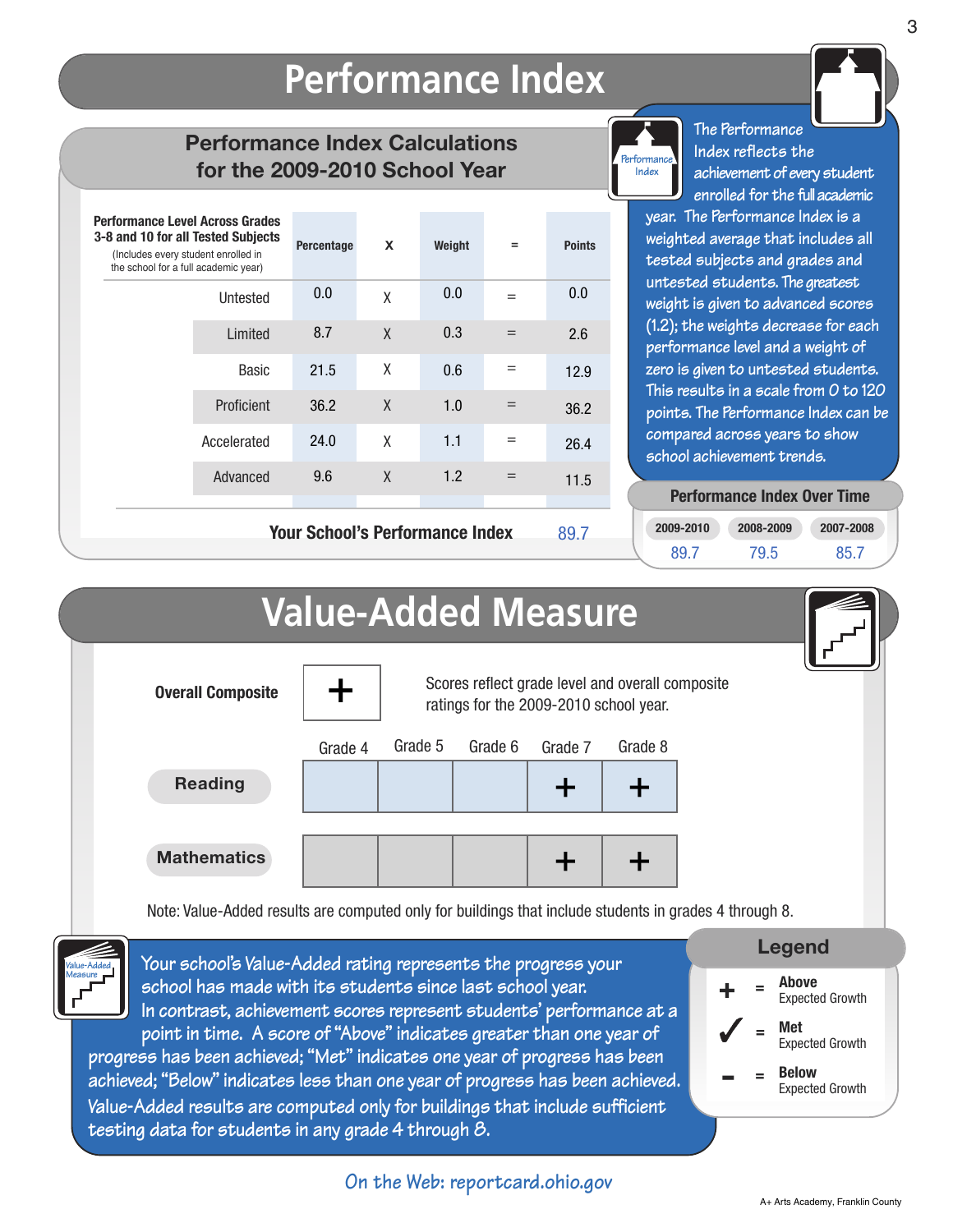# Performance Index

## Performance Index Calculations for the 2009-2010 School Year

| Performance Level Across Grades 3-8 and 10 for all Tested Subjects (Includes every student enrolled in the school for a full academic year) | Percentage | X | Weight | = | Points |
|---|---|---|---|---|---|
| Untested | 0.0 | X | 0.0 | = | 0.0 |
| Limited | 8.7 | X | 0.3 | = | 2.6 |
| Basic | 21.5 | X | 0.6 | = | 12.9 |
| Proficient | 36.2 | X | 1.0 | = | 36.2 |
| Accelerated | 24.0 | X | 1.1 | = | 26.4 |
| Advanced | 9.6 | X | 1.2 | = | 11.5 |
| **Your School's Performance Index** | | | | | 89.7 |

The Performance Index reflects the achievement of every student enrolled for the full academic year. The Performance Index is a weighted average that includes all tested subjects and grades and untested students. The greatest weight is given to advanced scores (1.2); the weights decrease for each performance level and a weight of zero is given to untested students. This results in a scale from 0 to 120 points. The Performance Index can be compared across years to show school achievement trends.

### Performance Index Over Time

| 2009-2010 | 2008-2009 | 2007-2008 |
|---|---|---|
| 89.7 | 79.5 | 85.7 |

# Value-Added Measure

**Overall Composite:** +

Scores reflect grade level and overall composite ratings for the 2009-2010 school year.

| | Grade 4 | Grade 5 | Grade 6 | Grade 7 | Grade 8 |
|---|---|---|---|---|---|
| Reading | | | | + | + |
| Mathematics | | | | + | + |

Note: Value-Added results are computed only for buildings that include students in grades 4 through 8.

Your school's Value-Added rating represents the progress your school has made with its students since last school year. In contrast, achievement scores represent students' performance at a point in time. A score of "Above" indicates greater than one year of progress has been achieved; "Met" indicates one year of progress has been achieved; "Below" indicates less than one year of progress has been achieved. Value-Added results are computed only for buildings that include sufficient testing data for students in any grade 4 through 8.

### Legend

- + = **Above** Expected Growth
- ✓ = **Met** Expected Growth
- \- = **Below** Expected Growth

*On the Web: reportcard.ohio.gov*

A+ Arts Academy, Franklin County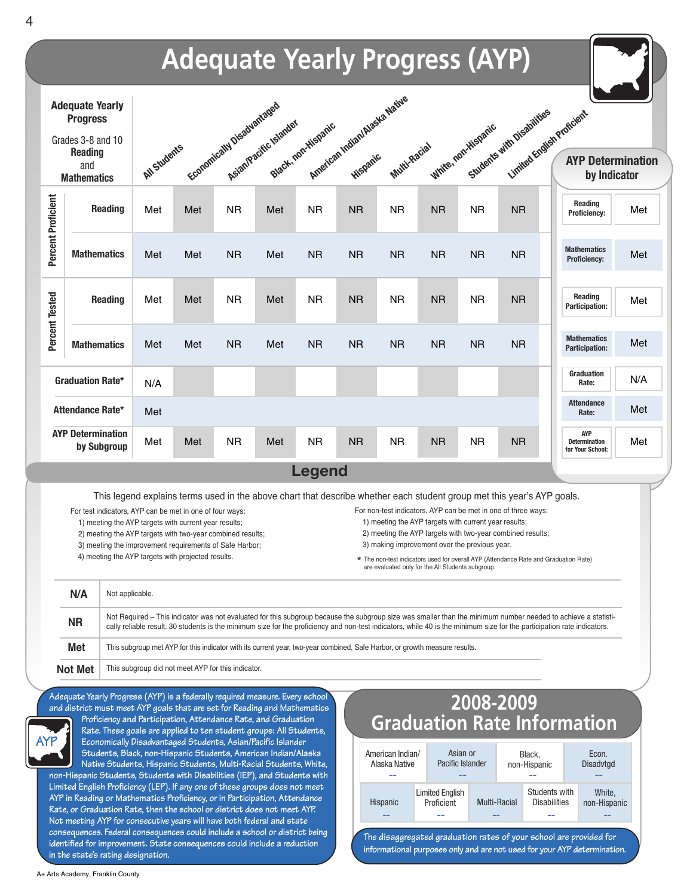# Adequate Yearly Progress (AYP)

| Adequate Yearly Progress Grades 3-8 and 10 Reading and Mathematics | | All Students | Economically Disadvantaged | Asian/Pacific Islander | Black, non-Hispanic | American Indian/Alaska Native | Hispanic | Multi-Racial | White, non-Hispanic | Students with Disabilities | Limited English Proficient |
|---|---|---|---|---|---|---|---|---|---|---|---|
| Percent Proficient | Reading | Met | Met | NR | Met | NR | NR | NR | NR | NR | NR |
| | Mathematics | Met | Met | NR | Met | NR | NR | NR | NR | NR | NR |
| Percent Tested | Reading | Met | Met | NR | Met | NR | NR | NR | NR | NR | NR |
| | Mathematics | Met | Met | NR | Met | NR | NR | NR | NR | NR | NR |
| Graduation Rate* | | N/A | | | | | | | | | |
| Attendance Rate* | | Met | | | | | | | | | |
| AYP Determination by Subgroup | | Met | Met | NR | Met | NR | NR | NR | NR | NR | NR |

### AYP Determination by Indicator

| Indicator | Result |
|---|---|
| Reading Proficiency: | Met |
| Mathematics Proficiency: | Met |
| Reading Participation: | Met |
| Mathematics Participation: | Met |
| Graduation Rate: | N/A |
| Attendance Rate: | Met |
| AYP Determination for Your School: | Met |

## Legend

This legend explains terms used in the above chart that describe whether each student group met this year's AYP goals.

For test indicators, AYP can be met in one of four ways:
1) meeting the AYP targets with current year results;
2) meeting the AYP targets with two-year combined results;
3) meeting the improvement requirements of Safe Harbor;
4) meeting the AYP targets with projected results.

For non-test indicators, AYP can be met in one of three ways:
1) meeting the AYP targets with current year results;
2) meeting the AYP targets with two-year combined results;
3) making improvement over the previous year.

* The non-test indicators used for overall AYP (Attendance Rate and Graduation Rate) are evaluated only for the All Students subgroup.

| Term | Definition |
|---|---|
| **N/A** | Not applicable. |
| **NR** | Not Required – This indicator was not evaluated for this subgroup because the subgroup size was smaller than the minimum number needed to achieve a statistically reliable result. 30 students is the minimum size for the proficiency and non-test indicators, while 40 is the minimum size for the participation rate indicators. |
| **Met** | This subgroup met AYP for this indicator with its current year, two-year combined, Safe Harbor, or growth measure results. |
| **Not Met** | This subgroup did not meet AYP for this indicator. |

Adequate Yearly Progress (AYP) is a federally required measure. Every school and district must meet AYP goals that are set for Reading and Mathematics Proficiency and Participation, Attendance Rate, and Graduation Rate. These goals are applied to ten student groups: All Students, Economically Disadvantaged Students, Asian/Pacific Islander Students, Black, non-Hispanic Students, American Indian/Alaska Native Students, Hispanic Students, Multi-Racial Students, White, non-Hispanic Students, Students with Disabilities (IEP), and Students with Limited English Proficiency (LEP). If any one of these groups does not meet AYP in Reading or Mathematics Proficiency, or in Participation, Attendance Rate, or Graduation Rate, then the school or district does not meet AYP. Not meeting AYP for consecutive years will have both federal and state consequences. Federal consequences could include a school or district being identified for improvement. State consequences could include a reduction in the state's rating designation.

## 2008-2009 Graduation Rate Information

| American Indian/ Alaska Native | Asian or Pacific Islander | Black, non-Hispanic | Econ. Disadvtgd |
|---|---|---|---|
| -- | -- | -- | -- |

| Hispanic | Limited English Proficient | Multi-Racial | Students with Disabilities | White, non-Hispanic |
|---|---|---|---|---|
| -- | -- | -- | -- | -- |

The disaggregated graduation rates of your school are provided for informational purposes only and are not used for your AYP determination.

A+ Arts Academy, Franklin County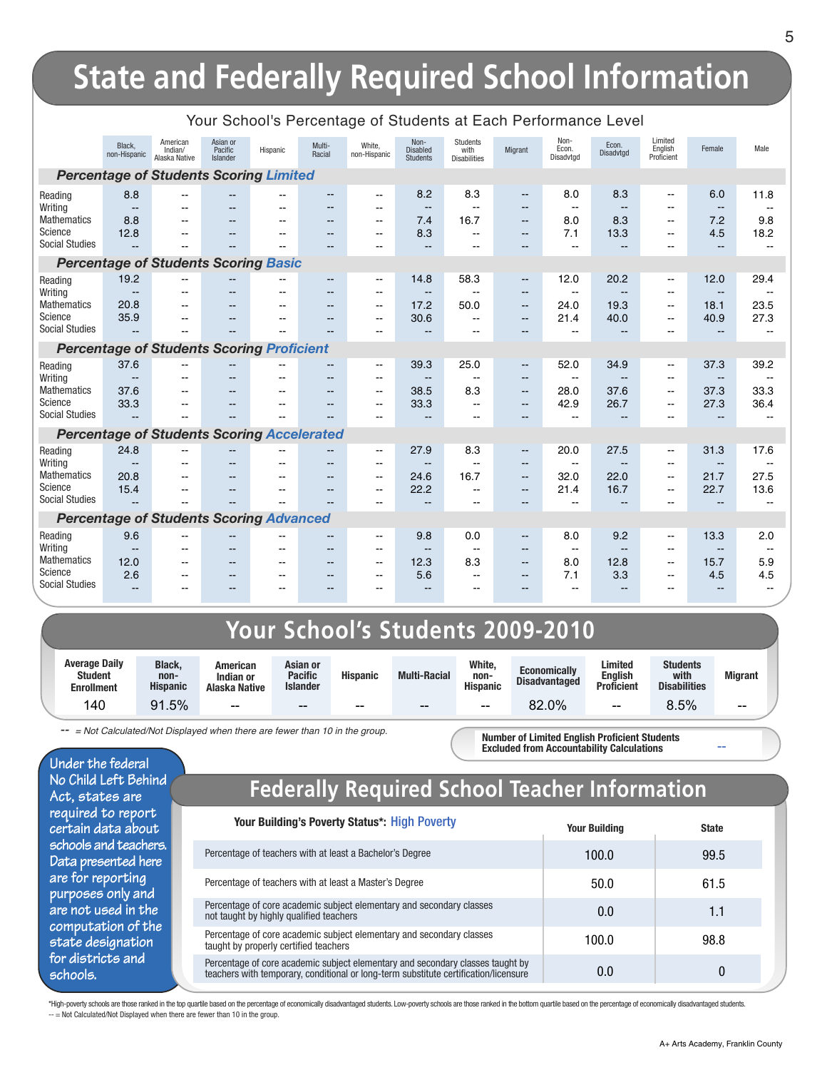# State and Federally Required School Information

## Your School's Percentage of Students at Each Performance Level

| | Black, non-Hispanic | American Indian/ Alaska Native | Asian or Pacific Islander | Hispanic | Multi-Racial | White, non-Hispanic | Non-Disabled Students | Students with Disabilities | Migrant | Non-Econ. Disadvtgd | Econ. Disadvtgd | Limited English Proficient | Female | Male |
|---|---|---|---|---|---|---|---|---|---|---|---|---|---|---|
| ***Percentage of Students Scoring Limited*** | | | | | | | | | | | | | | |
| Reading | 8.8 | -- | -- | -- | -- | -- | 8.2 | 8.3 | -- | 8.0 | 8.3 | -- | 6.0 | 11.8 |
| Writing | -- | -- | -- | -- | -- | -- | -- | -- | -- | -- | -- | -- | -- | -- |
| Mathematics | 8.8 | -- | -- | -- | -- | -- | 7.4 | 16.7 | -- | 8.0 | 8.3 | -- | 7.2 | 9.8 |
| Science | 12.8 | -- | -- | -- | -- | -- | 8.3 | -- | -- | 7.1 | 13.3 | -- | 4.5 | 18.2 |
| Social Studies | -- | -- | -- | -- | -- | -- | -- | -- | -- | -- | -- | -- | -- | -- |
| ***Percentage of Students Scoring Basic*** | | | | | | | | | | | | | | |
| Reading | 19.2 | -- | -- | -- | -- | -- | 14.8 | 58.3 | -- | 12.0 | 20.2 | -- | 12.0 | 29.4 |
| Writing | -- | -- | -- | -- | -- | -- | -- | -- | -- | -- | -- | -- | -- | -- |
| Mathematics | 20.8 | -- | -- | -- | -- | -- | 17.2 | 50.0 | -- | 24.0 | 19.3 | -- | 18.1 | 23.5 |
| Science | 35.9 | -- | -- | -- | -- | -- | 30.6 | -- | -- | 21.4 | 40.0 | -- | 40.9 | 27.3 |
| Social Studies | -- | -- | -- | -- | -- | -- | -- | -- | -- | -- | -- | -- | -- | -- |
| ***Percentage of Students Scoring Proficient*** | | | | | | | | | | | | | | |
| Reading | 37.6 | -- | -- | -- | -- | -- | 39.3 | 25.0 | -- | 52.0 | 34.9 | -- | 37.3 | 39.2 |
| Writing | -- | -- | -- | -- | -- | -- | -- | -- | -- | -- | -- | -- | -- | -- |
| Mathematics | 37.6 | -- | -- | -- | -- | -- | 38.5 | 8.3 | -- | 28.0 | 37.6 | -- | 37.3 | 33.3 |
| Science | 33.3 | -- | -- | -- | -- | -- | 33.3 | -- | -- | 42.9 | 26.7 | -- | 27.3 | 36.4 |
| Social Studies | -- | -- | -- | -- | -- | -- | -- | -- | -- | -- | -- | -- | -- | -- |
| ***Percentage of Students Scoring Accelerated*** | | | | | | | | | | | | | | |
| Reading | 24.8 | -- | -- | -- | -- | -- | 27.9 | 8.3 | -- | 20.0 | 27.5 | -- | 31.3 | 17.6 |
| Writing | -- | -- | -- | -- | -- | -- | -- | -- | -- | -- | -- | -- | -- | -- |
| Mathematics | 20.8 | -- | -- | -- | -- | -- | 24.6 | 16.7 | -- | 32.0 | 22.0 | -- | 21.7 | 27.5 |
| Science | 15.4 | -- | -- | -- | -- | -- | 22.2 | -- | -- | 21.4 | 16.7 | -- | 22.7 | 13.6 |
| Social Studies | -- | -- | -- | -- | -- | -- | -- | -- | -- | -- | -- | -- | -- | -- |
| ***Percentage of Students Scoring Advanced*** | | | | | | | | | | | | | | |
| Reading | 9.6 | -- | -- | -- | -- | -- | 9.8 | 0.0 | -- | 8.0 | 9.2 | -- | 13.3 | 2.0 |
| Writing | -- | -- | -- | -- | -- | -- | -- | -- | -- | -- | -- | -- | -- | -- |
| Mathematics | 12.0 | -- | -- | -- | -- | -- | 12.3 | 8.3 | -- | 8.0 | 12.8 | -- | 15.7 | 5.9 |
| Science | 2.6 | -- | -- | -- | -- | -- | 5.6 | -- | -- | 7.1 | 3.3 | -- | 4.5 | 4.5 |
| Social Studies | -- | -- | -- | -- | -- | -- | -- | -- | -- | -- | -- | -- | -- | -- |

# Your School's Students 2009-2010

| Average Daily Student Enrollment | Black, non-Hispanic | American Indian or Alaska Native | Asian or Pacific Islander | Hispanic | Multi-Racial | White, non-Hispanic | Economically Disadvantaged | Limited English Proficient | Students with Disabilities | Migrant |
|---|---|---|---|---|---|---|---|---|---|---|
| 140 | 91.5% | -- | -- | -- | -- | -- | 82.0% | -- | 8.5% | -- |

-- = Not Calculated/Not Displayed when there are fewer than 10 in the group.

**Number of Limited English Proficient Students Excluded from Accountability Calculations** --

Under the federal No Child Left Behind Act, states are required to report certain data about schools and teachers. Data presented here are for reporting purposes only and are not used in the computation of the state designation for districts and schools.

# Federally Required School Teacher Information

| **Your Building's Poverty Status\*:** High Poverty | Your Building | State |
|---|---|---|
| Percentage of teachers with at least a Bachelor's Degree | 100.0 | 99.5 |
| Percentage of teachers with at least a Master's Degree | 50.0 | 61.5 |
| Percentage of core academic subject elementary and secondary classes not taught by highly qualified teachers | 0.0 | 1.1 |
| Percentage of core academic subject elementary and secondary classes taught by properly certified teachers | 100.0 | 98.8 |
| Percentage of core academic subject elementary and secondary classes taught by teachers with temporary, conditional or long-term substitute certification/licensure | 0.0 | 0 |

\*High-poverty schools are those ranked in the top quartile based on the percentage of economically disadvantaged students. Low-poverty schools are those ranked in the bottom quartile based on the percentage of economically disadvantaged students.
-- = Not Calculated/Not Displayed when there are fewer than 10 in the group.

A+ Arts Academy, Franklin County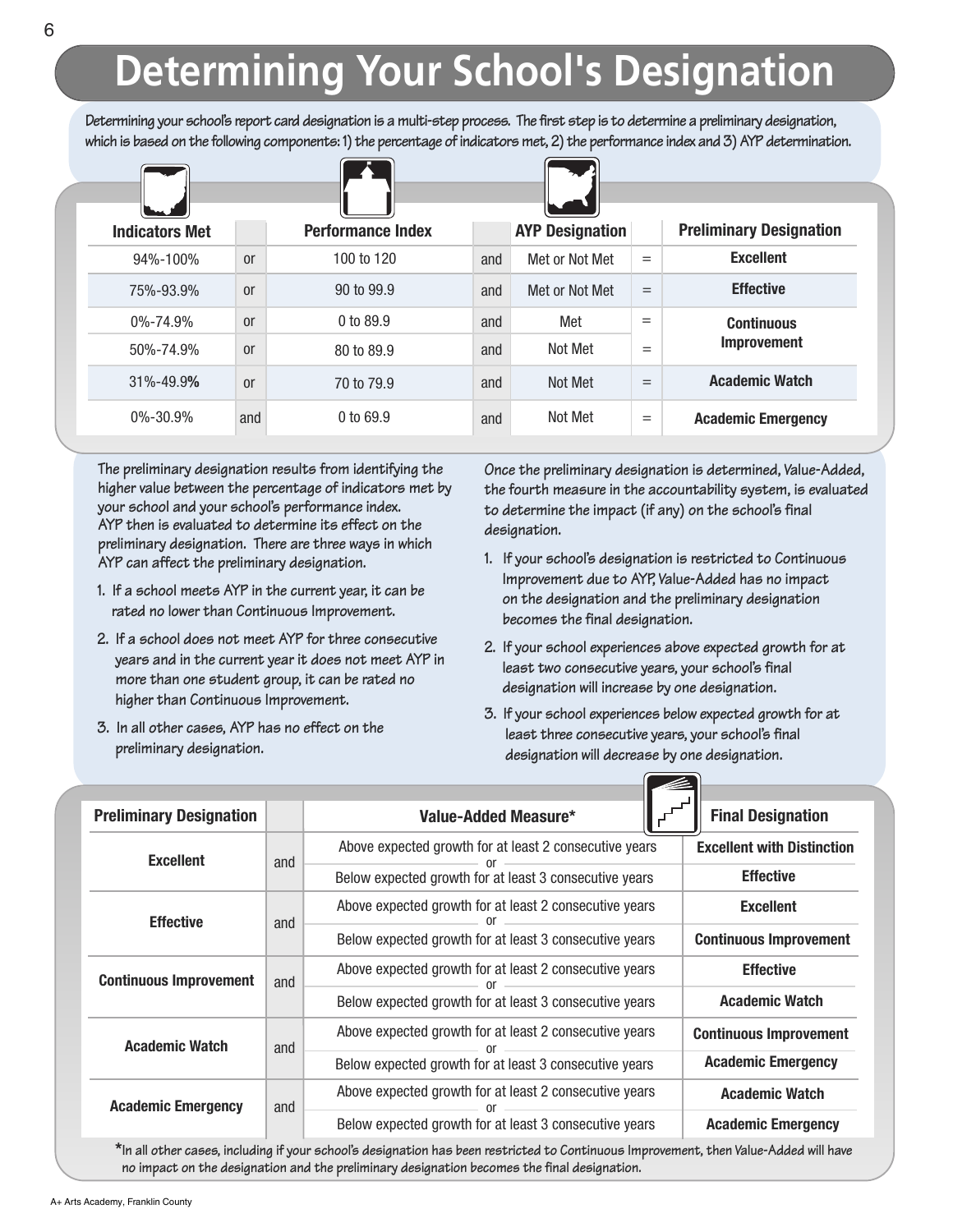# Determining Your School's Designation

**Determining your school's report card designation is a multi-step process. The first step is to determine a preliminary designation, which is based on the following components: 1) the percentage of indicators met, 2) the performance index and 3) AYP determination.**

| Indicators Met | | Performance Index | | AYP Designation | | Preliminary Designation |
|---|---|---|---|---|---|---|
| 94%-100% | or | 100 to 120 | and | Met or Not Met | = | **Excellent** |
| 75%-93.9% | or | 90 to 99.9 | and | Met or Not Met | = | **Effective** |
| 0%-74.9% | or | 0 to 89.9 | and | Met | = | **Continuous Improvement** |
| 50%-74.9% | or | 80 to 89.9 | and | Not Met | = | **Continuous Improvement** |
| 31%-49.9% | or | 70 to 79.9 | and | Not Met | = | **Academic Watch** |
| 0%-30.9% | and | 0 to 69.9 | and | Not Met | = | **Academic Emergency** |

**The preliminary designation results from identifying the higher value between the percentage of indicators met by your school and your school's performance index. AYP then is evaluated to determine its effect on the preliminary designation. There are three ways in which AYP can affect the preliminary designation.**

1. **If a school meets AYP in the current year, it can be rated no lower than Continuous Improvement.**
2. **If a school does not meet AYP for three consecutive years and in the current year it does not meet AYP in more than one student group, it can be rated no higher than Continuous Improvement.**
3. **In all other cases, AYP has no effect on the preliminary designation.**

**Once the preliminary designation is determined, Value-Added, the fourth measure in the accountability system, is evaluated to determine the impact (if any) on the school's final designation.**

1. **If your school's designation is restricted to Continuous Improvement due to AYP, Value-Added has no impact on the designation and the preliminary designation becomes the final designation.**
2. **If your school experiences above expected growth for at least two consecutive years, your school's final designation will increase by one designation.**
3. **If your school experiences below expected growth for at least three consecutive years, your school's final designation will decrease by one designation.**

| Preliminary Designation | | Value-Added Measure* | Final Designation |
|---|---|---|---|
| **Excellent** | and | Above expected growth for at least 2 consecutive years | **Excellent with Distinction** |
| | | or | |
| | | Below expected growth for at least 3 consecutive years | **Effective** |
| **Effective** | and | Above expected growth for at least 2 consecutive years | **Excellent** |
| | | or | |
| | | Below expected growth for at least 3 consecutive years | **Continuous Improvement** |
| **Continuous Improvement** | and | Above expected growth for at least 2 consecutive years | **Effective** |
| | | or | |
| | | Below expected growth for at least 3 consecutive years | **Academic Watch** |
| **Academic Watch** | and | Above expected growth for at least 2 consecutive years | **Continuous Improvement** |
| | | or | |
| | | Below expected growth for at least 3 consecutive years | **Academic Emergency** |
| **Academic Emergency** | and | Above expected growth for at least 2 consecutive years | **Academic Watch** |
| | | or | |
| | | Below expected growth for at least 3 consecutive years | **Academic Emergency** |

**\*In all other cases, including if your school's designation has been restricted to Continuous Improvement, then Value-Added will have no impact on the designation and the preliminary designation becomes the final designation.**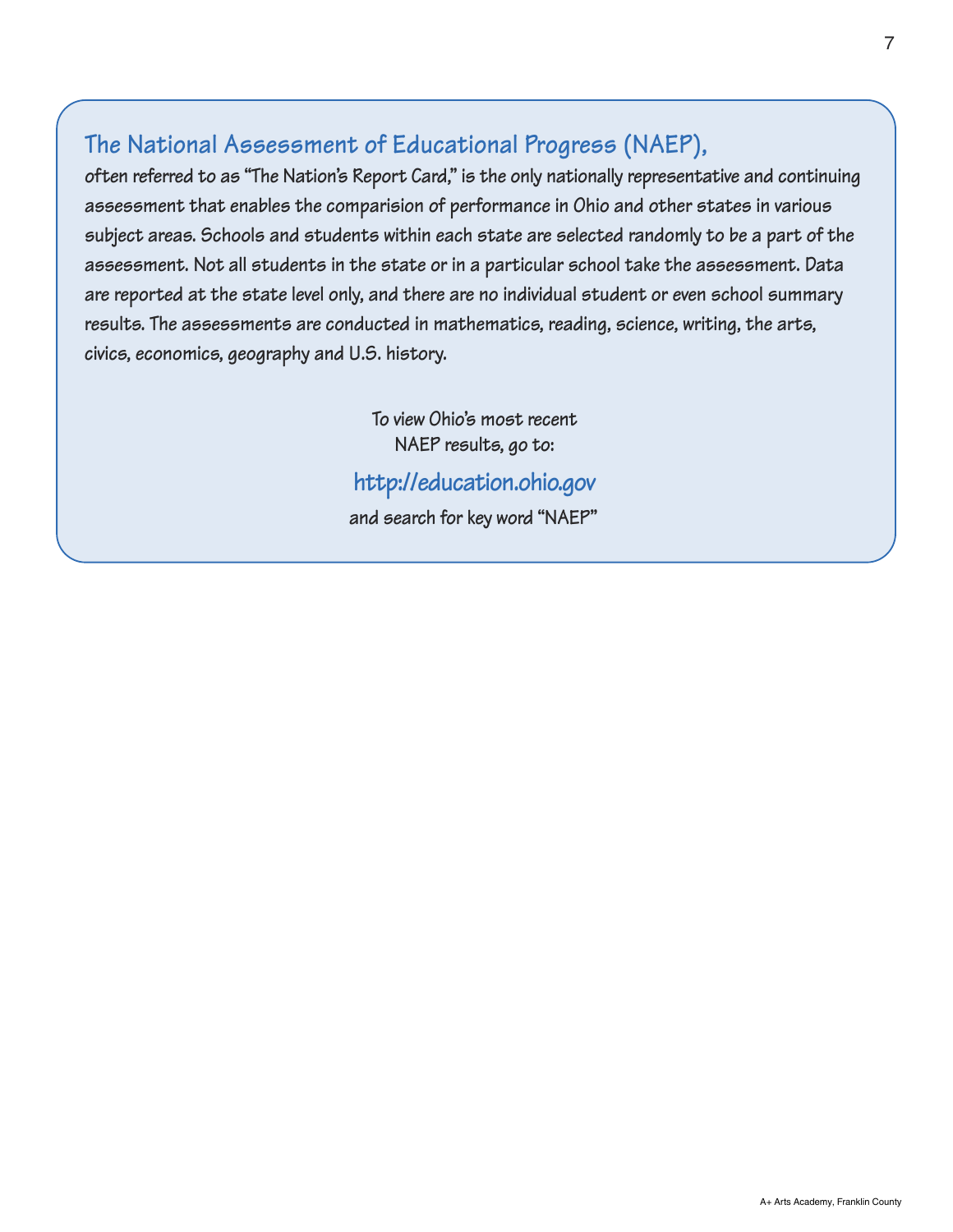## The National Assessment of Educational Progress (NAEP),

often referred to as "The Nation's Report Card," is the only nationally representative and continuing assessment that enables the comparision of performance in Ohio and other states in various subject areas. Schools and students within each state are selected randomly to be a part of the assessment. Not all students in the state or in a particular school take the assessment. Data are reported at the state level only, and there are no individual student or even school summary results. The assessments are conducted in mathematics, reading, science, writing, the arts, civics, economics, geography and U.S. history.

To view Ohio's most recent NAEP results, go to:

**http://education.ohio.gov**

and search for key word "NAEP"